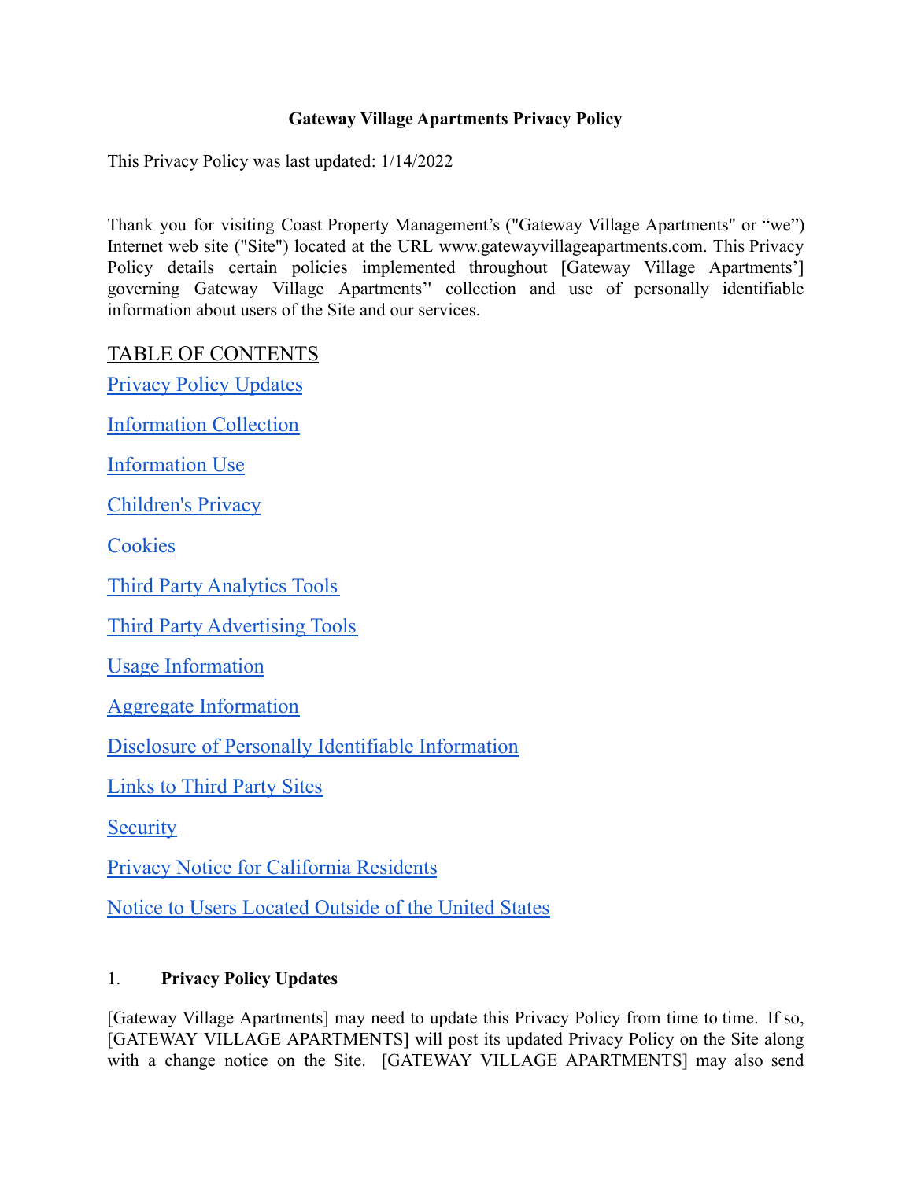**Gateway Village Apartments Privacy Policy**

This Privacy Policy was last updated: 1/14/2022

Thank you for visiting Coast Property Management's ("Gateway Village Apartments" or "we") Internet web site ("Site") located at the URL www.gatewayvillageapartments.com. This Privacy Policy details certain policies implemented throughout [Gateway Village Apartments'] governing Gateway Village Apartments'' collection and use of personally identifiable information about users of the Site and our services.

TABLE OF CONTENTS

Privacy Policy Updates

Information Collection

Information Use

Children's Privacy

Cookies

Third Party Analytics Tools

Third Party Advertising Tools

Usage Information

Aggregate Information

Disclosure of Personally Identifiable Information

Links to Third Party Sites

Security

Privacy Notice for California Residents

Notice to Users Located Outside of the United States

1. **Privacy Policy Updates**

[Gateway Village Apartments] may need to update this Privacy Policy from time to time. If so, [GATEWAY VILLAGE APARTMENTS] will post its updated Privacy Policy on the Site along with a change notice on the Site. [GATEWAY VILLAGE APARTMENTS] may also send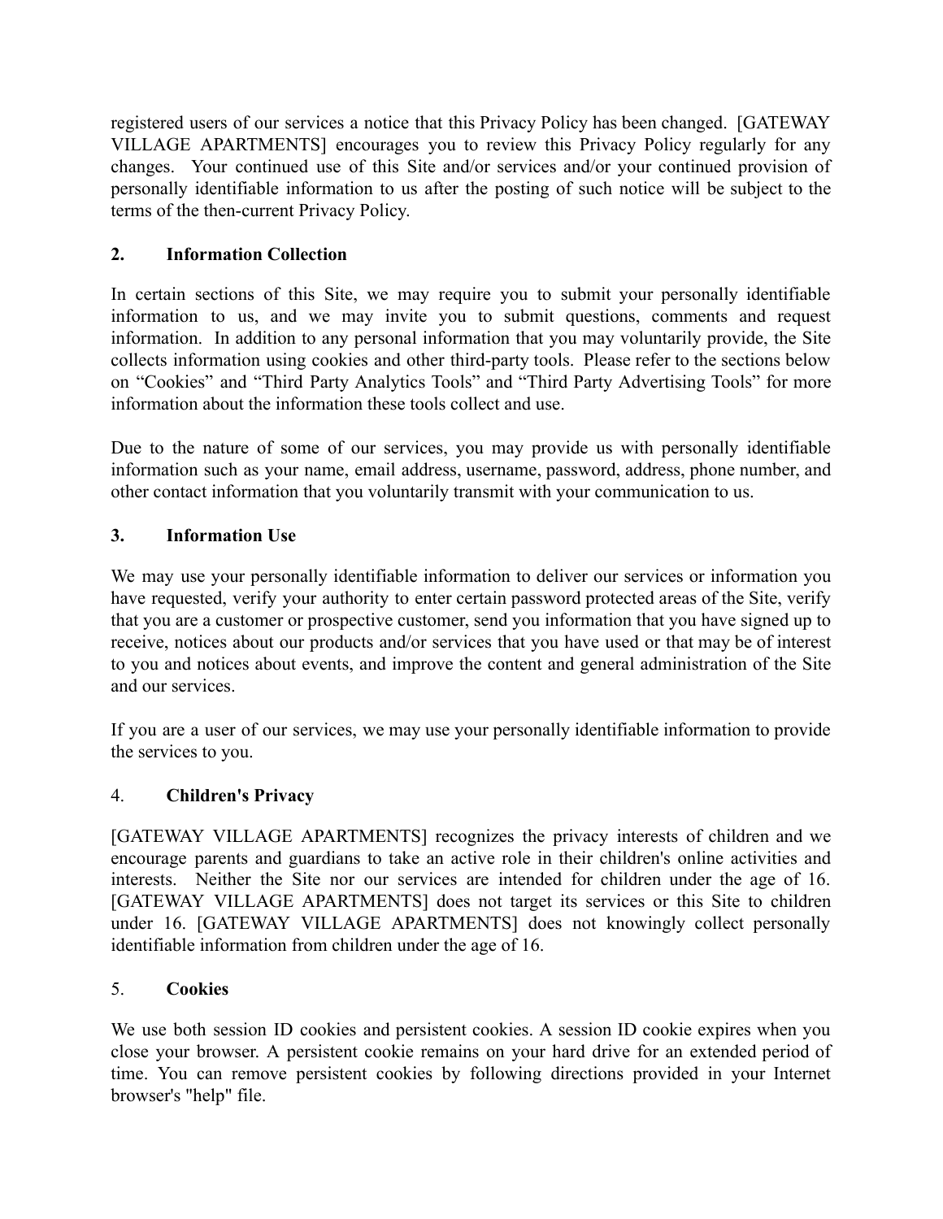registered users of our services a notice that this Privacy Policy has been changed. [GATEWAY VILLAGE APARTMENTS] encourages you to review this Privacy Policy regularly for any changes. Your continued use of this Site and/or services and/or your continued provision of personally identifiable information to us after the posting of such notice will be subject to the terms of the then-current Privacy Policy.

## 2. Information Collection

In certain sections of this Site, we may require you to submit your personally identifiable information to us, and we may invite you to submit questions, comments and request information. In addition to any personal information that you may voluntarily provide, the Site collects information using cookies and other third-party tools. Please refer to the sections below on "Cookies" and "Third Party Analytics Tools" and "Third Party Advertising Tools" for more information about the information these tools collect and use.

Due to the nature of some of our services, you may provide us with personally identifiable information such as your name, email address, username, password, address, phone number, and other contact information that you voluntarily transmit with your communication to us.

## 3. Information Use

We may use your personally identifiable information to deliver our services or information you have requested, verify your authority to enter certain password protected areas of the Site, verify that you are a customer or prospective customer, send you information that you have signed up to receive, notices about our products and/or services that you have used or that may be of interest to you and notices about events, and improve the content and general administration of the Site and our services.

If you are a user of our services, we may use your personally identifiable information to provide the services to you.

## 4. Children's Privacy

[GATEWAY VILLAGE APARTMENTS] recognizes the privacy interests of children and we encourage parents and guardians to take an active role in their children's online activities and interests. Neither the Site nor our services are intended for children under the age of 16. [GATEWAY VILLAGE APARTMENTS] does not target its services or this Site to children under 16. [GATEWAY VILLAGE APARTMENTS] does not knowingly collect personally identifiable information from children under the age of 16.

## 5. Cookies

We use both session ID cookies and persistent cookies. A session ID cookie expires when you close your browser. A persistent cookie remains on your hard drive for an extended period of time. You can remove persistent cookies by following directions provided in your Internet browser's "help" file.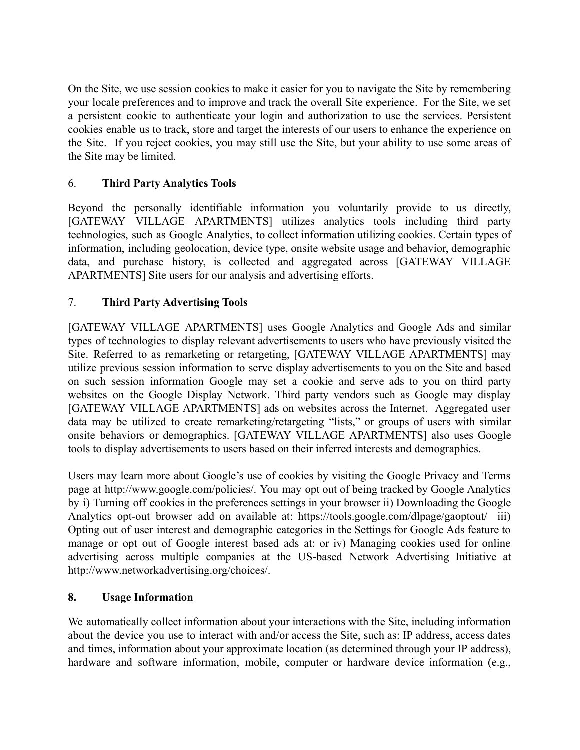On the Site, we use session cookies to make it easier for you to navigate the Site by remembering your locale preferences and to improve and track the overall Site experience. For the Site, we set a persistent cookie to authenticate your login and authorization to use the services. Persistent cookies enable us to track, store and target the interests of our users to enhance the experience on the Site. If you reject cookies, you may still use the Site, but your ability to use some areas of the Site may be limited.

## 6. **Third Party Analytics Tools**

Beyond the personally identifiable information you voluntarily provide to us directly, [GATEWAY VILLAGE APARTMENTS] utilizes analytics tools including third party technologies, such as Google Analytics, to collect information utilizing cookies. Certain types of information, including geolocation, device type, onsite website usage and behavior, demographic data, and purchase history, is collected and aggregated across [GATEWAY VILLAGE APARTMENTS] Site users for our analysis and advertising efforts.

## 7. **Third Party Advertising Tools**

[GATEWAY VILLAGE APARTMENTS] uses Google Analytics and Google Ads and similar types of technologies to display relevant advertisements to users who have previously visited the Site. Referred to as remarketing or retargeting, [GATEWAY VILLAGE APARTMENTS] may utilize previous session information to serve display advertisements to you on the Site and based on such session information Google may set a cookie and serve ads to you on third party websites on the Google Display Network. Third party vendors such as Google may display [GATEWAY VILLAGE APARTMENTS] ads on websites across the Internet. Aggregated user data may be utilized to create remarketing/retargeting "lists," or groups of users with similar onsite behaviors or demographics. [GATEWAY VILLAGE APARTMENTS] also uses Google tools to display advertisements to users based on their inferred interests and demographics.

Users may learn more about Google's use of cookies by visiting the Google Privacy and Terms page at http://www.google.com/policies/. You may opt out of being tracked by Google Analytics by i) Turning off cookies in the preferences settings in your browser ii) Downloading the Google Analytics opt-out browser add on available at: https://tools.google.com/dlpage/gaoptout/ iii) Opting out of user interest and demographic categories in the Settings for Google Ads feature to manage or opt out of Google interest based ads at: or iv) Managing cookies used for online advertising across multiple companies at the US-based Network Advertising Initiative at http://www.networkadvertising.org/choices/.

## **8. Usage Information**

We automatically collect information about your interactions with the Site, including information about the device you use to interact with and/or access the Site, such as: IP address, access dates and times, information about your approximate location (as determined through your IP address), hardware and software information, mobile, computer or hardware device information (e.g.,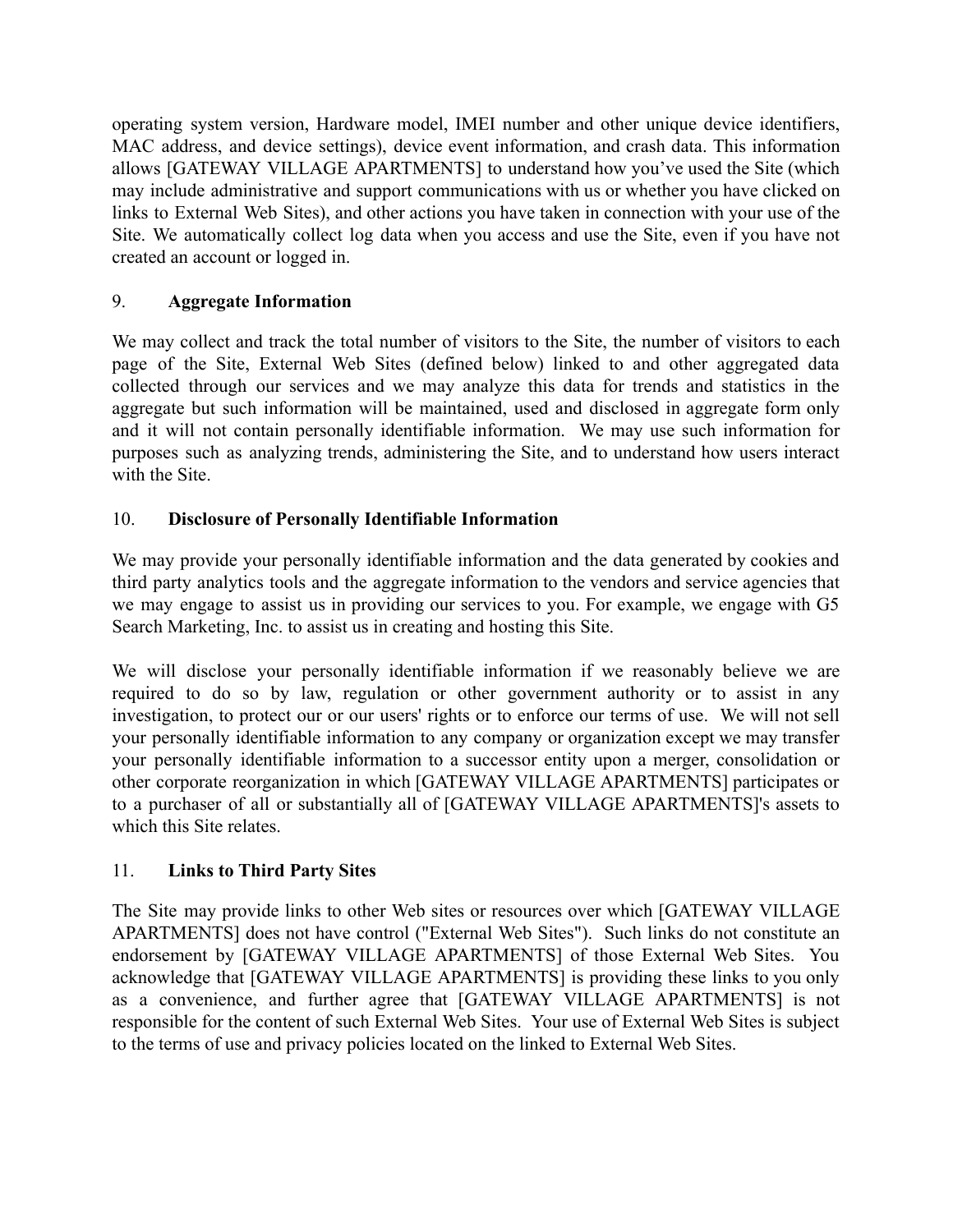operating system version, Hardware model, IMEI number and other unique device identifiers, MAC address, and device settings), device event information, and crash data. This information allows [GATEWAY VILLAGE APARTMENTS] to understand how you've used the Site (which may include administrative and support communications with us or whether you have clicked on links to External Web Sites), and other actions you have taken in connection with your use of the Site. We automatically collect log data when you access and use the Site, even if you have not created an account or logged in.

## 9. **Aggregate Information**

We may collect and track the total number of visitors to the Site, the number of visitors to each page of the Site, External Web Sites (defined below) linked to and other aggregated data collected through our services and we may analyze this data for trends and statistics in the aggregate but such information will be maintained, used and disclosed in aggregate form only and it will not contain personally identifiable information. We may use such information for purposes such as analyzing trends, administering the Site, and to understand how users interact with the Site.

## 10. **Disclosure of Personally Identifiable Information**

We may provide your personally identifiable information and the data generated by cookies and third party analytics tools and the aggregate information to the vendors and service agencies that we may engage to assist us in providing our services to you. For example, we engage with G5 Search Marketing, Inc. to assist us in creating and hosting this Site.

We will disclose your personally identifiable information if we reasonably believe we are required to do so by law, regulation or other government authority or to assist in any investigation, to protect our or our users' rights or to enforce our terms of use. We will not sell your personally identifiable information to any company or organization except we may transfer your personally identifiable information to a successor entity upon a merger, consolidation or other corporate reorganization in which [GATEWAY VILLAGE APARTMENTS] participates or to a purchaser of all or substantially all of [GATEWAY VILLAGE APARTMENTS]'s assets to which this Site relates.

## 11. **Links to Third Party Sites**

The Site may provide links to other Web sites or resources over which [GATEWAY VILLAGE APARTMENTS] does not have control ("External Web Sites"). Such links do not constitute an endorsement by [GATEWAY VILLAGE APARTMENTS] of those External Web Sites. You acknowledge that [GATEWAY VILLAGE APARTMENTS] is providing these links to you only as a convenience, and further agree that [GATEWAY VILLAGE APARTMENTS] is not responsible for the content of such External Web Sites. Your use of External Web Sites is subject to the terms of use and privacy policies located on the linked to External Web Sites.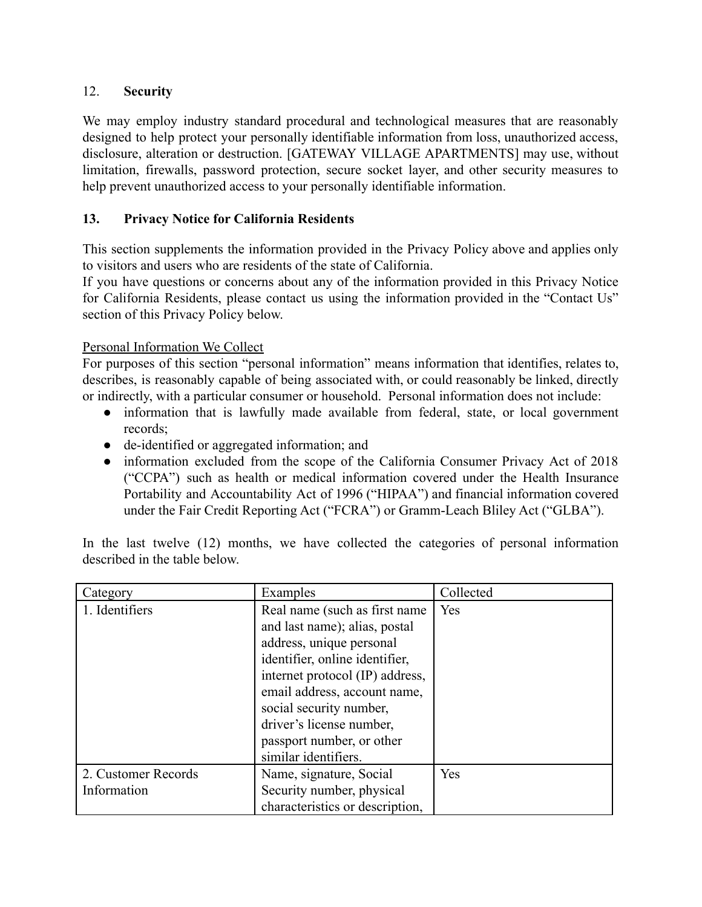## 12. **Security**

We may employ industry standard procedural and technological measures that are reasonably designed to help protect your personally identifiable information from loss, unauthorized access, disclosure, alteration or destruction. [GATEWAY VILLAGE APARTMENTS] may use, without limitation, firewalls, password protection, secure socket layer, and other security measures to help prevent unauthorized access to your personally identifiable information.

## **13. Privacy Notice for California Residents**

This section supplements the information provided in the Privacy Policy above and applies only to visitors and users who are residents of the state of California.

If you have questions or concerns about any of the information provided in this Privacy Notice for California Residents, please contact us using the information provided in the "Contact Us" section of this Privacy Policy below.

Personal Information We Collect

For purposes of this section "personal information" means information that identifies, relates to, describes, is reasonably capable of being associated with, or could reasonably be linked, directly or indirectly, with a particular consumer or household. Personal information does not include:

- information that is lawfully made available from federal, state, or local government records;
- de-identified or aggregated information; and
- information excluded from the scope of the California Consumer Privacy Act of 2018 ("CCPA") such as health or medical information covered under the Health Insurance Portability and Accountability Act of 1996 ("HIPAA") and financial information covered under the Fair Credit Reporting Act ("FCRA") or Gramm-Leach Bliley Act ("GLBA").

In the last twelve (12) months, we have collected the categories of personal information described in the table below.

| Category | Examples | Collected |
|---|---|---|
| 1. Identifiers | Real name (such as first name and last name); alias, postal address, unique personal identifier, online identifier, internet protocol (IP) address, email address, account name, social security number, driver's license number, passport number, or other similar identifiers. | Yes |
| 2. Customer Records Information | Name, signature, Social Security number, physical characteristics or description, | Yes |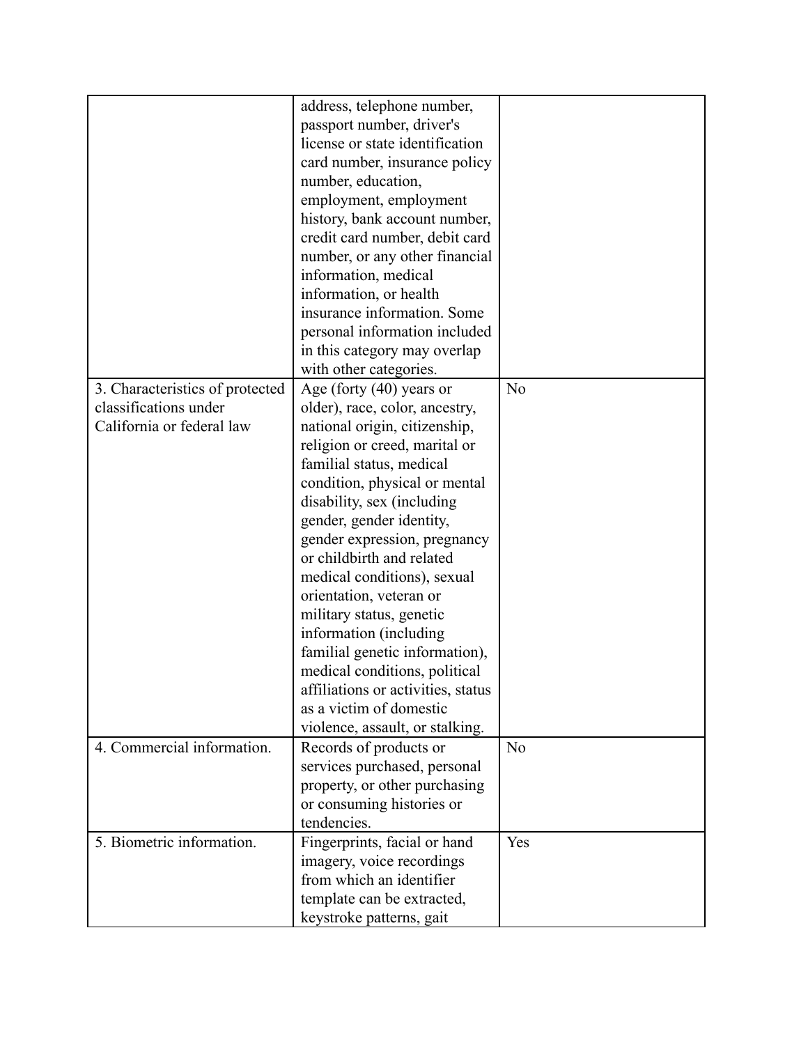| | | |
|---|---|---|
| | address, telephone number, passport number, driver's license or state identification card number, insurance policy number, education, employment, employment history, bank account number, credit card number, debit card number, or any other financial information, medical information, or health insurance information. Some personal information included in this category may overlap with other categories. | |
| 3. Characteristics of protected classifications under California or federal law | Age (forty (40) years or older), race, color, ancestry, national origin, citizenship, religion or creed, marital or familial status, medical condition, physical or mental disability, sex (including gender, gender identity, gender expression, pregnancy or childbirth and related medical conditions), sexual orientation, veteran or military status, genetic information (including familial genetic information), medical conditions, political affiliations or activities, status as a victim of domestic violence, assault, or stalking. | No |
| 4. Commercial information. | Records of products or services purchased, personal property, or other purchasing or consuming histories or tendencies. | No |
| 5. Biometric information. | Fingerprints, facial or hand imagery, voice recordings from which an identifier template can be extracted, keystroke patterns, gait | Yes |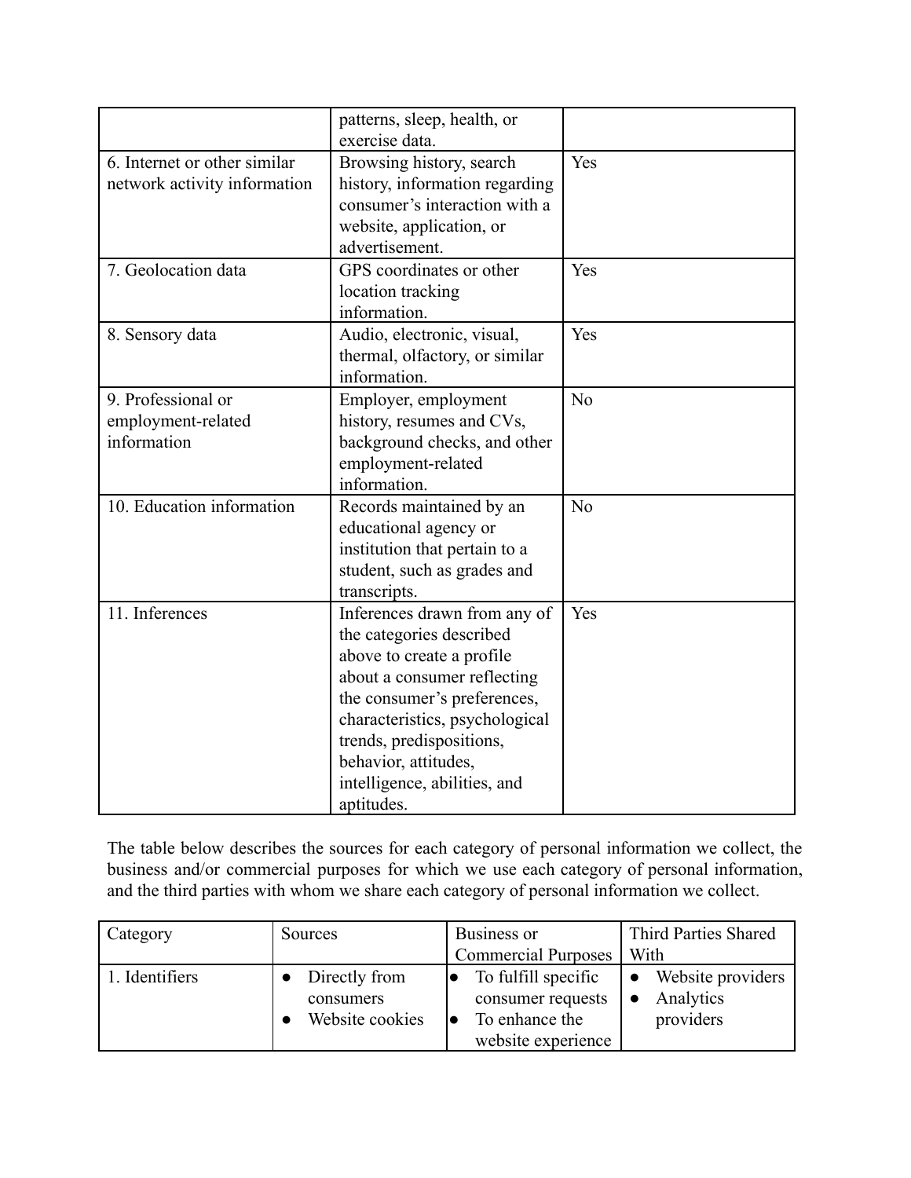| | patterns, sleep, health, or exercise data. | |
|---|---|---|
| 6. Internet or other similar network activity information | Browsing history, search history, information regarding consumer's interaction with a website, application, or advertisement. | Yes |
| 7. Geolocation data | GPS coordinates or other location tracking information. | Yes |
| 8. Sensory data | Audio, electronic, visual, thermal, olfactory, or similar information. | Yes |
| 9. Professional or employment-related information | Employer, employment history, resumes and CVs, background checks, and other employment-related information. | No |
| 10. Education information | Records maintained by an educational agency or institution that pertain to a student, such as grades and transcripts. | No |
| 11. Inferences | Inferences drawn from any of the categories described above to create a profile about a consumer reflecting the consumer's preferences, characteristics, psychological trends, predispositions, behavior, attitudes, intelligence, abilities, and aptitudes. | Yes |

The table below describes the sources for each category of personal information we collect, the business and/or commercial purposes for which we use each category of personal information, and the third parties with whom we share each category of personal information we collect.

| Category | Sources | Business or Commercial Purposes | Third Parties Shared With |
|---|---|---|---|
| 1. Identifiers | • Directly from consumers<br>• Website cookies | • To fulfill specific consumer requests<br>• To enhance the website experience | • Website providers<br>• Analytics providers |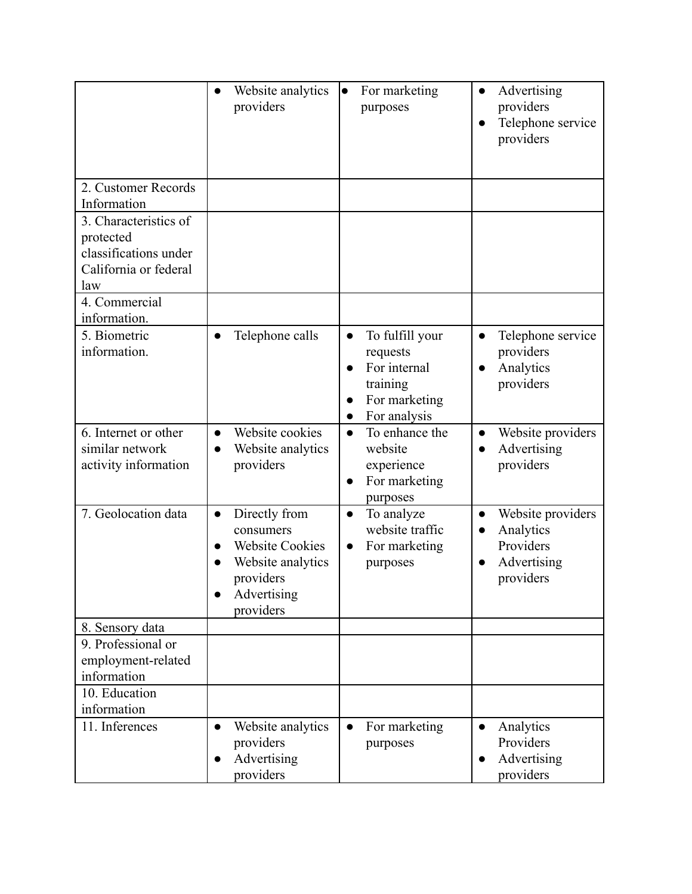| | | | |
|---|---|---|---|
| | • Website analytics providers | • For marketing purposes | • Advertising providers<br>• Telephone service providers |
| 2. Customer Records Information | | | |
| 3. Characteristics of protected classifications under California or federal law | | | |
| 4. Commercial information. | | | |
| 5. Biometric information. | • Telephone calls | • To fulfill your requests<br>• For internal training<br>• For marketing<br>• For analysis | • Telephone service providers<br>• Analytics providers |
| 6. Internet or other similar network activity information | • Website cookies<br>• Website analytics providers | • To enhance the website experience<br>• For marketing purposes | • Website providers<br>• Advertising providers |
| 7. Geolocation data | • Directly from consumers<br>• Website Cookies<br>• Website analytics providers<br>• Advertising providers | • To analyze website traffic<br>• For marketing purposes | • Website providers<br>• Analytics Providers<br>• Advertising providers |
| 8. Sensory data | | | |
| 9. Professional or employment-related information | | | |
| 10. Education information | | | |
| 11. Inferences | • Website analytics providers<br>• Advertising providers | • For marketing purposes | • Analytics Providers<br>• Advertising providers |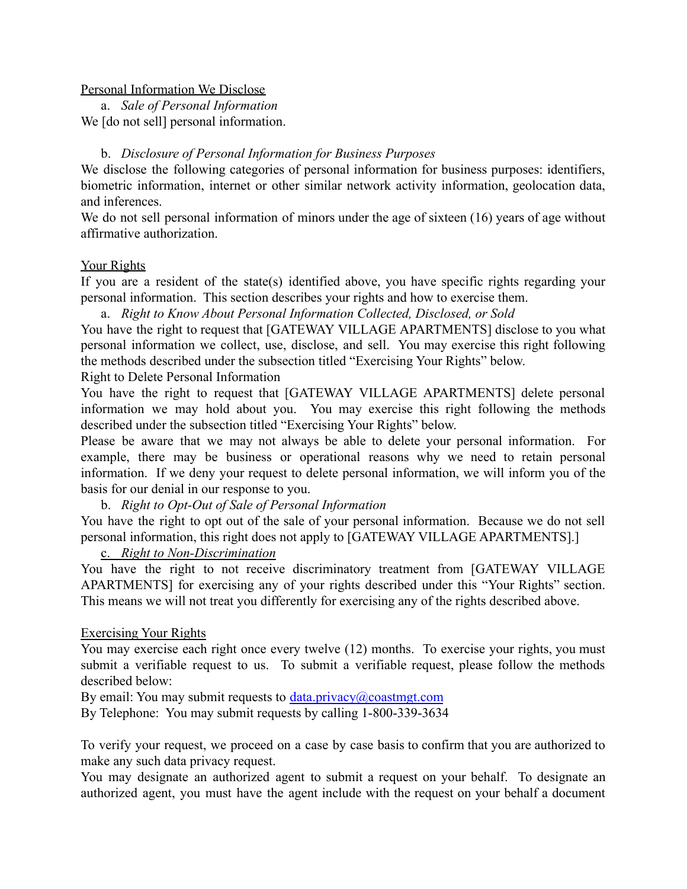Personal Information We Disclose

a. *Sale of Personal Information*

We [do not sell] personal information.

b. *Disclosure of Personal Information for Business Purposes*

We disclose the following categories of personal information for business purposes: identifiers, biometric information, internet or other similar network activity information, geolocation data, and inferences.

We do not sell personal information of minors under the age of sixteen (16) years of age without affirmative authorization.

Your Rights

If you are a resident of the state(s) identified above, you have specific rights regarding your personal information. This section describes your rights and how to exercise them.

a. *Right to Know About Personal Information Collected, Disclosed, or Sold*

You have the right to request that [GATEWAY VILLAGE APARTMENTS] disclose to you what personal information we collect, use, disclose, and sell. You may exercise this right following the methods described under the subsection titled "Exercising Your Rights" below.

Right to Delete Personal Information

You have the right to request that [GATEWAY VILLAGE APARTMENTS] delete personal information we may hold about you. You may exercise this right following the methods described under the subsection titled "Exercising Your Rights" below.

Please be aware that we may not always be able to delete your personal information. For example, there may be business or operational reasons why we need to retain personal information. If we deny your request to delete personal information, we will inform you of the basis for our denial in our response to you.

b. *Right to Opt-Out of Sale of Personal Information*

You have the right to opt out of the sale of your personal information. Because we do not sell personal information, this right does not apply to [GATEWAY VILLAGE APARTMENTS].]

c. *Right to Non-Discrimination*

You have the right to not receive discriminatory treatment from [GATEWAY VILLAGE APARTMENTS] for exercising any of your rights described under this "Your Rights" section. This means we will not treat you differently for exercising any of the rights described above.

Exercising Your Rights

You may exercise each right once every twelve (12) months. To exercise your rights, you must submit a verifiable request to us. To submit a verifiable request, please follow the methods described below:

By email: You may submit requests to data.privacy@coastmgt.com

By Telephone: You may submit requests by calling 1-800-339-3634

To verify your request, we proceed on a case by case basis to confirm that you are authorized to make any such data privacy request.

You may designate an authorized agent to submit a request on your behalf. To designate an authorized agent, you must have the agent include with the request on your behalf a document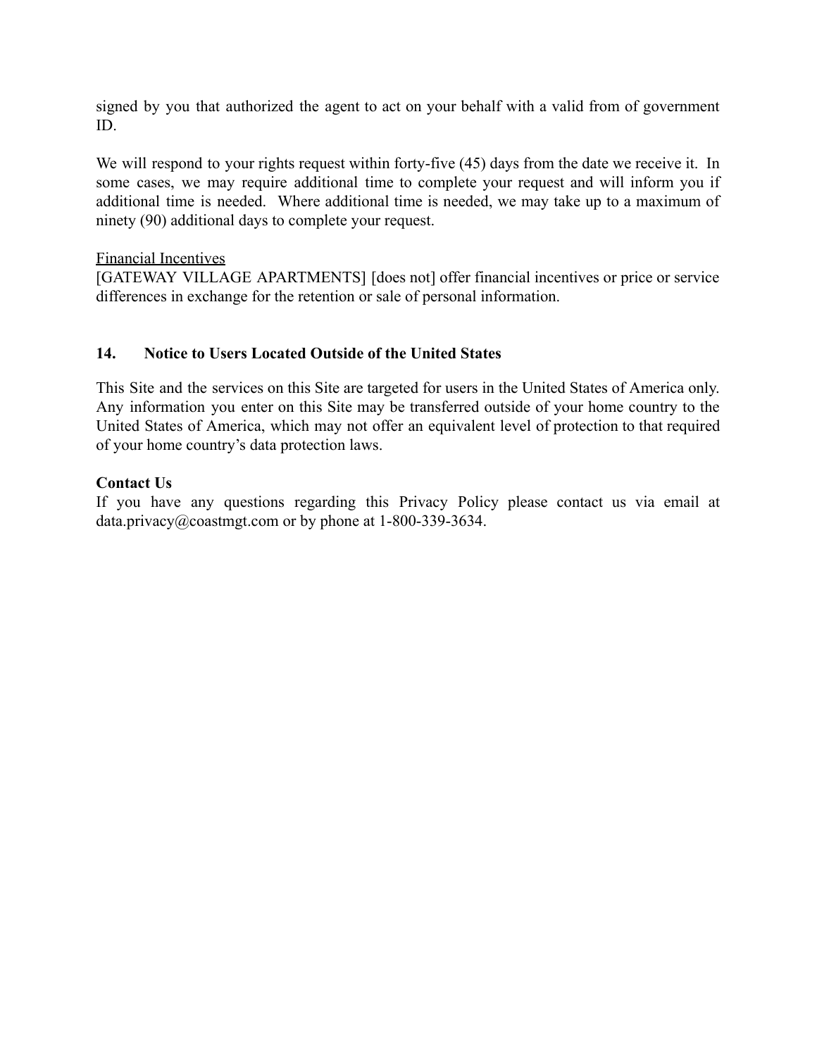signed by you that authorized the agent to act on your behalf with a valid from of government ID.

We will respond to your rights request within forty-five (45) days from the date we receive it. In some cases, we may require additional time to complete your request and will inform you if additional time is needed. Where additional time is needed, we may take up to a maximum of ninety (90) additional days to complete your request.

Financial Incentives

[GATEWAY VILLAGE APARTMENTS] [does not] offer financial incentives or price or service differences in exchange for the retention or sale of personal information.

## 14. Notice to Users Located Outside of the United States

This Site and the services on this Site are targeted for users in the United States of America only. Any information you enter on this Site may be transferred outside of your home country to the United States of America, which may not offer an equivalent level of protection to that required of your home country's data protection laws.

**Contact Us**

If you have any questions regarding this Privacy Policy please contact us via email at data.privacy@coastmgt.com or by phone at 1-800-339-3634.